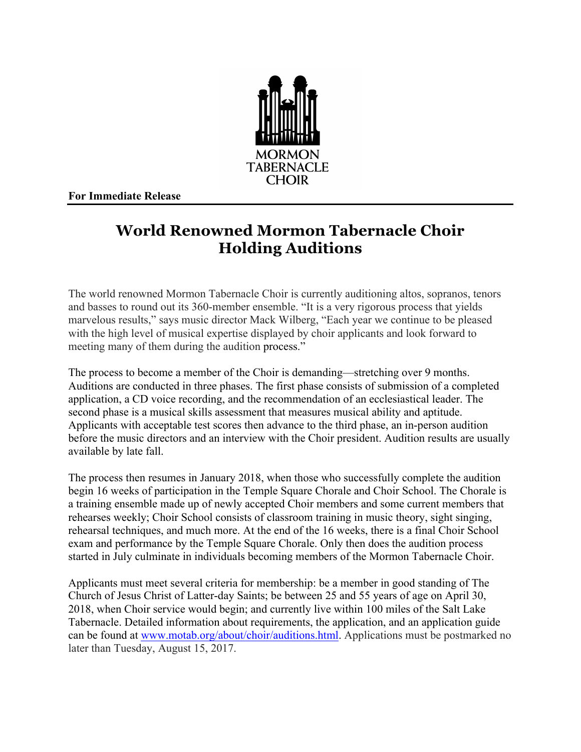MORMON
TABERNACLE
CHOIR

**For Immediate Release**

# World Renowned Mormon Tabernacle Choir Holding Auditions

The world renowned Mormon Tabernacle Choir is currently auditioning altos, sopranos, tenors and basses to round out its 360-member ensemble. "It is a very rigorous process that yields marvelous results," says music director Mack Wilberg, "Each year we continue to be pleased with the high level of musical expertise displayed by choir applicants and look forward to meeting many of them during the audition process."

The process to become a member of the Choir is demanding—stretching over 9 months. Auditions are conducted in three phases. The first phase consists of submission of a completed application, a CD voice recording, and the recommendation of an ecclesiastical leader. The second phase is a musical skills assessment that measures musical ability and aptitude. Applicants with acceptable test scores then advance to the third phase, an in-person audition before the music directors and an interview with the Choir president. Audition results are usually available by late fall.

The process then resumes in January 2018, when those who successfully complete the audition begin 16 weeks of participation in the Temple Square Chorale and Choir School. The Chorale is a training ensemble made up of newly accepted Choir members and some current members that rehearses weekly; Choir School consists of classroom training in music theory, sight singing, rehearsal techniques, and much more. At the end of the 16 weeks, there is a final Choir School exam and performance by the Temple Square Chorale. Only then does the audition process started in July culminate in individuals becoming members of the Mormon Tabernacle Choir.

Applicants must meet several criteria for membership: be a member in good standing of The Church of Jesus Christ of Latter-day Saints; be between 25 and 55 years of age on April 30, 2018, when Choir service would begin; and currently live within 100 miles of the Salt Lake Tabernacle. Detailed information about requirements, the application, and an application guide can be found at www.motab.org/about/choir/auditions.html. Applications must be postmarked no later than Tuesday, August 15, 2017.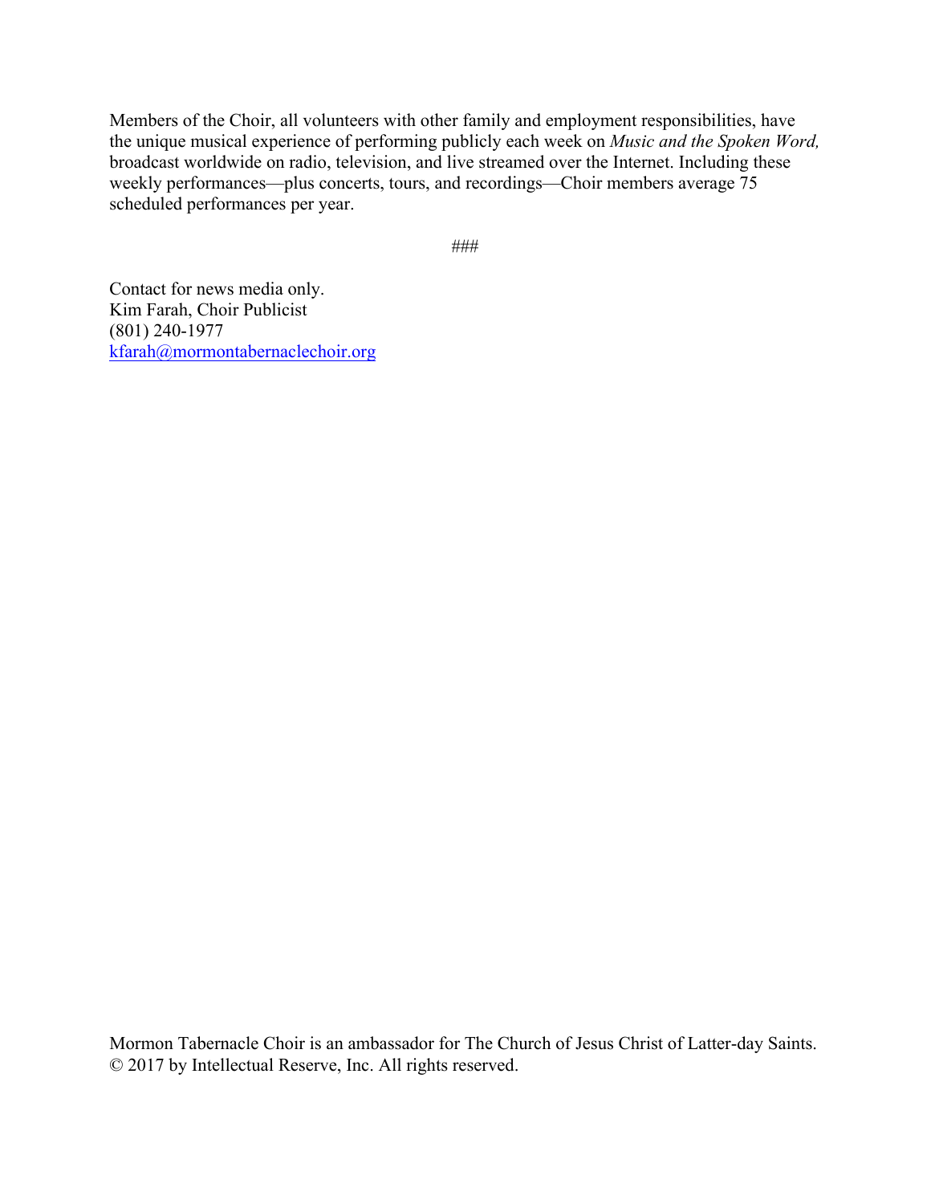Members of the Choir, all volunteers with other family and employment responsibilities, have the unique musical experience of performing publicly each week on *Music and the Spoken Word,* broadcast worldwide on radio, television, and live streamed over the Internet. Including these weekly performances—plus concerts, tours, and recordings—Choir members average 75 scheduled performances per year.

###

Contact for news media only.
Kim Farah, Choir Publicist
(801) 240-1977
kfarah@mormontabernaclechoir.org

Mormon Tabernacle Choir is an ambassador for The Church of Jesus Christ of Latter-day Saints.
© 2017 by Intellectual Reserve, Inc. All rights reserved.